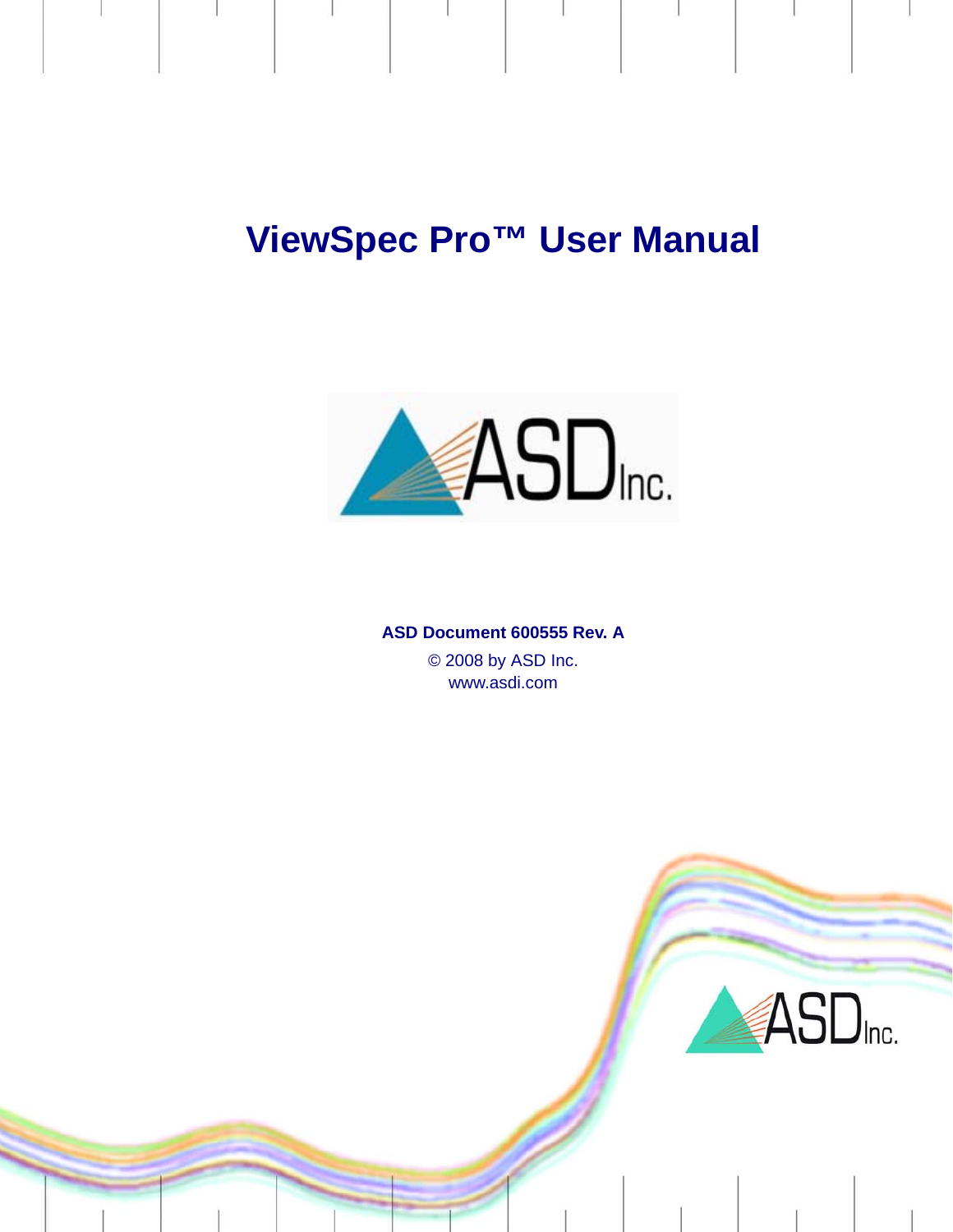# ViewSpec Pro™ User Manual

**ASD Document 600555 Rev. A**

© 2008 by ASD Inc.
www.asdi.com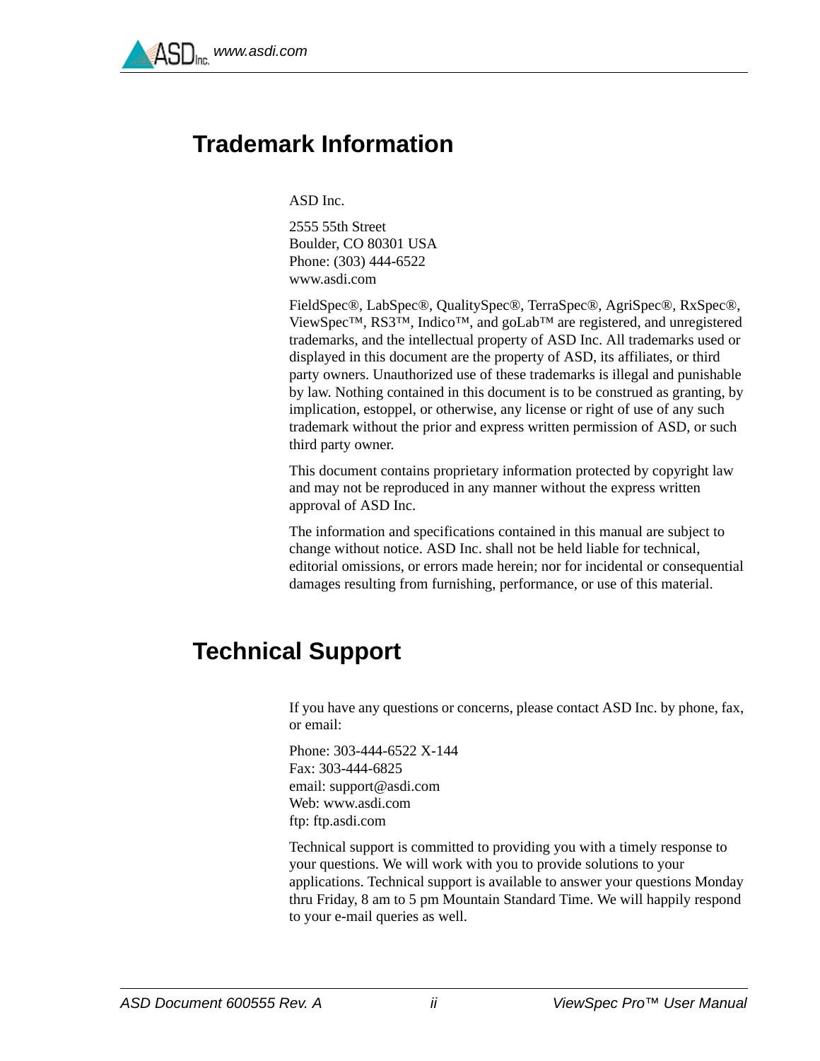## Trademark Information

ASD Inc.

2555 55th Street
Boulder, CO 80301 USA
Phone: (303) 444-6522
www.asdi.com

FieldSpec®, LabSpec®, QualitySpec®, TerraSpec®, AgriSpec®, RxSpec®, ViewSpec™, RS3™, Indico™, and goLab™ are registered, and unregistered trademarks, and the intellectual property of ASD Inc. All trademarks used or displayed in this document are the property of ASD, its affiliates, or third party owners. Unauthorized use of these trademarks is illegal and punishable by law. Nothing contained in this document is to be construed as granting, by implication, estoppel, or otherwise, any license or right of use of any such trademark without the prior and express written permission of ASD, or such third party owner.

This document contains proprietary information protected by copyright law and may not be reproduced in any manner without the express written approval of ASD Inc.

The information and specifications contained in this manual are subject to change without notice. ASD Inc. shall not be held liable for technical, editorial omissions, or errors made herein; nor for incidental or consequential damages resulting from furnishing, performance, or use of this material.

## Technical Support

If you have any questions or concerns, please contact ASD Inc. by phone, fax, or email:

Phone: 303-444-6522 X-144
Fax: 303-444-6825
email: support@asdi.com
Web: www.asdi.com
ftp: ftp.asdi.com

Technical support is committed to providing you with a timely response to your questions. We will work with you to provide solutions to your applications. Technical support is available to answer your questions Monday thru Friday, 8 am to 5 pm Mountain Standard Time. We will happily respond to your e-mail queries as well.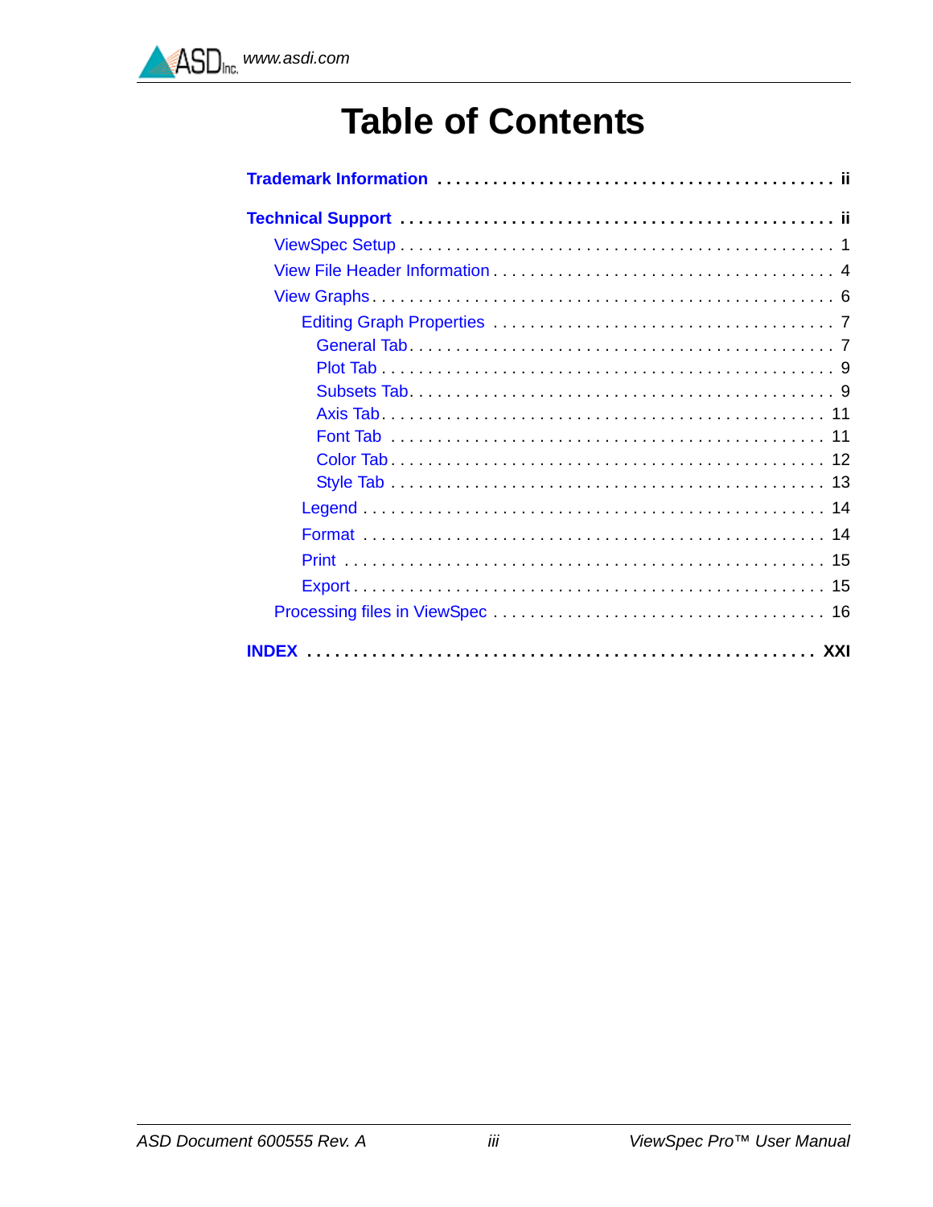# Table of Contents

**Trademark Information** . . . . . . . . . . . . . . . . . . . . . . . . . . . . . . . . . . . . . . . . . . . **ii**

**Technical Support** . . . . . . . . . . . . . . . . . . . . . . . . . . . . . . . . . . . . . . . . . . . . . . **ii**

- ViewSpec Setup . . . . . . . . . . . . . . . . . . . . . . . . . . . . . . . . . . . . . . . . . . . . . . 1
- View File Header Information . . . . . . . . . . . . . . . . . . . . . . . . . . . . . . . . . . . . 4
- View Graphs . . . . . . . . . . . . . . . . . . . . . . . . . . . . . . . . . . . . . . . . . . . . . . . . . 6
  - Editing Graph Properties . . . . . . . . . . . . . . . . . . . . . . . . . . . . . . . . . . . . 7
    - General Tab . . . . . . . . . . . . . . . . . . . . . . . . . . . . . . . . . . . . . . . . . . . . 7
    - Plot Tab . . . . . . . . . . . . . . . . . . . . . . . . . . . . . . . . . . . . . . . . . . . . . . 9
    - Subsets Tab . . . . . . . . . . . . . . . . . . . . . . . . . . . . . . . . . . . . . . . . . . . . 9
    - Axis Tab . . . . . . . . . . . . . . . . . . . . . . . . . . . . . . . . . . . . . . . . . . . . . 11
    - Font Tab . . . . . . . . . . . . . . . . . . . . . . . . . . . . . . . . . . . . . . . . . . . . . 11
    - Color Tab . . . . . . . . . . . . . . . . . . . . . . . . . . . . . . . . . . . . . . . . . . . . 12
    - Style Tab . . . . . . . . . . . . . . . . . . . . . . . . . . . . . . . . . . . . . . . . . . . . 13
  - Legend . . . . . . . . . . . . . . . . . . . . . . . . . . . . . . . . . . . . . . . . . . . . . . . . 14
  - Format . . . . . . . . . . . . . . . . . . . . . . . . . . . . . . . . . . . . . . . . . . . . . . . . 14
  - Print . . . . . . . . . . . . . . . . . . . . . . . . . . . . . . . . . . . . . . . . . . . . . . . . . 15
  - Export . . . . . . . . . . . . . . . . . . . . . . . . . . . . . . . . . . . . . . . . . . . . . . . . 15
- Processing files in ViewSpec . . . . . . . . . . . . . . . . . . . . . . . . . . . . . . . . . . . 16

**INDEX** . . . . . . . . . . . . . . . . . . . . . . . . . . . . . . . . . . . . . . . . . . . . . . . . . . . . . . . **XXI**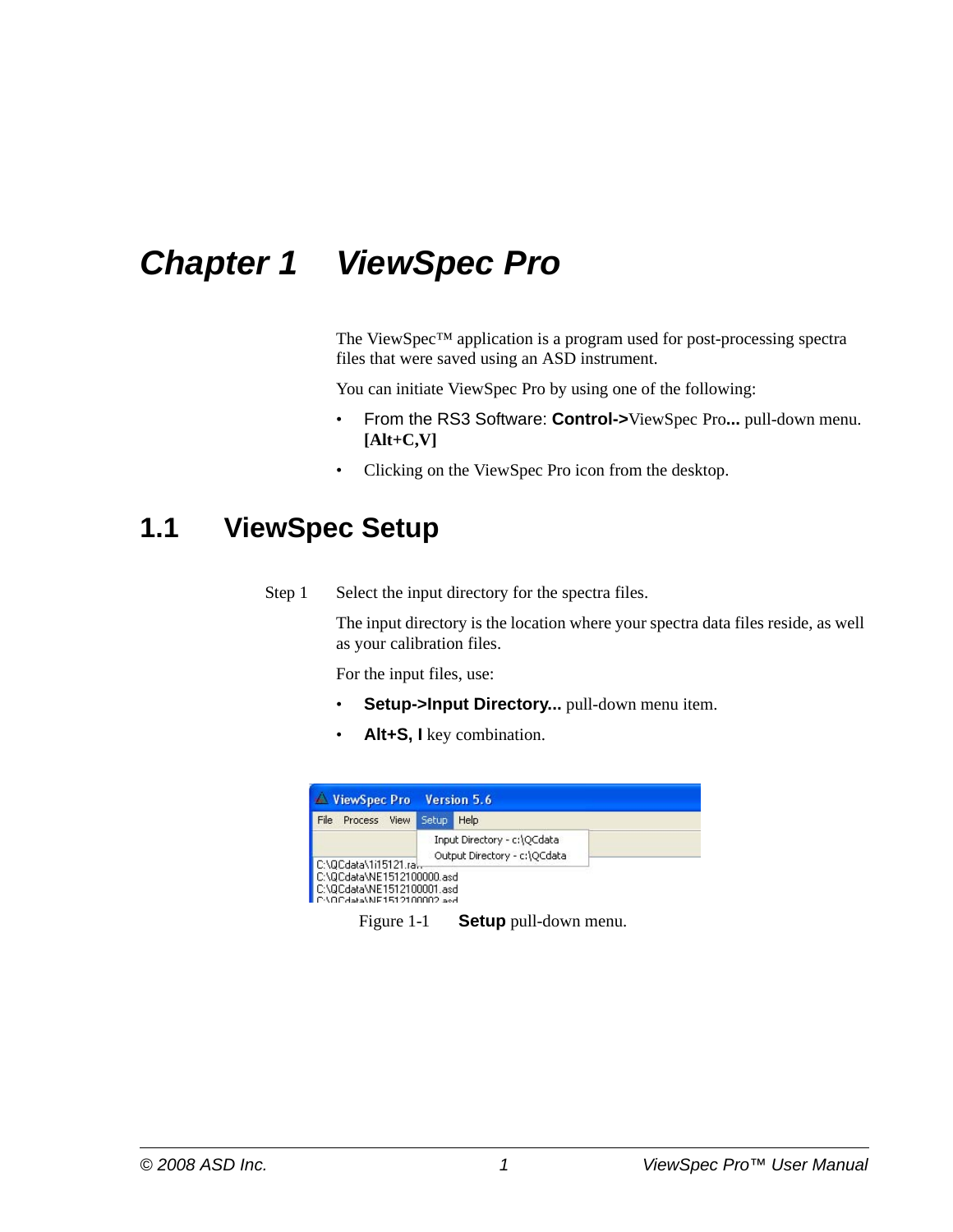# Chapter 1 ViewSpec Pro

The ViewSpec™ application is a program used for post-processing spectra files that were saved using an ASD instrument.

You can initiate ViewSpec Pro by using one of the following:

- From the RS3 Software: **Control->**ViewSpec Pro**...** pull-down menu. **[Alt+C,V]**
- Clicking on the ViewSpec Pro icon from the desktop.

## 1.1 ViewSpec Setup

Step 1 Select the input directory for the spectra files.

The input directory is the location where your spectra data files reside, as well as your calibration files.

For the input files, use:

- **Setup->Input Directory...** pull-down menu item.
- **Alt+S, I** key combination.

Figure 1-1 **Setup** pull-down menu.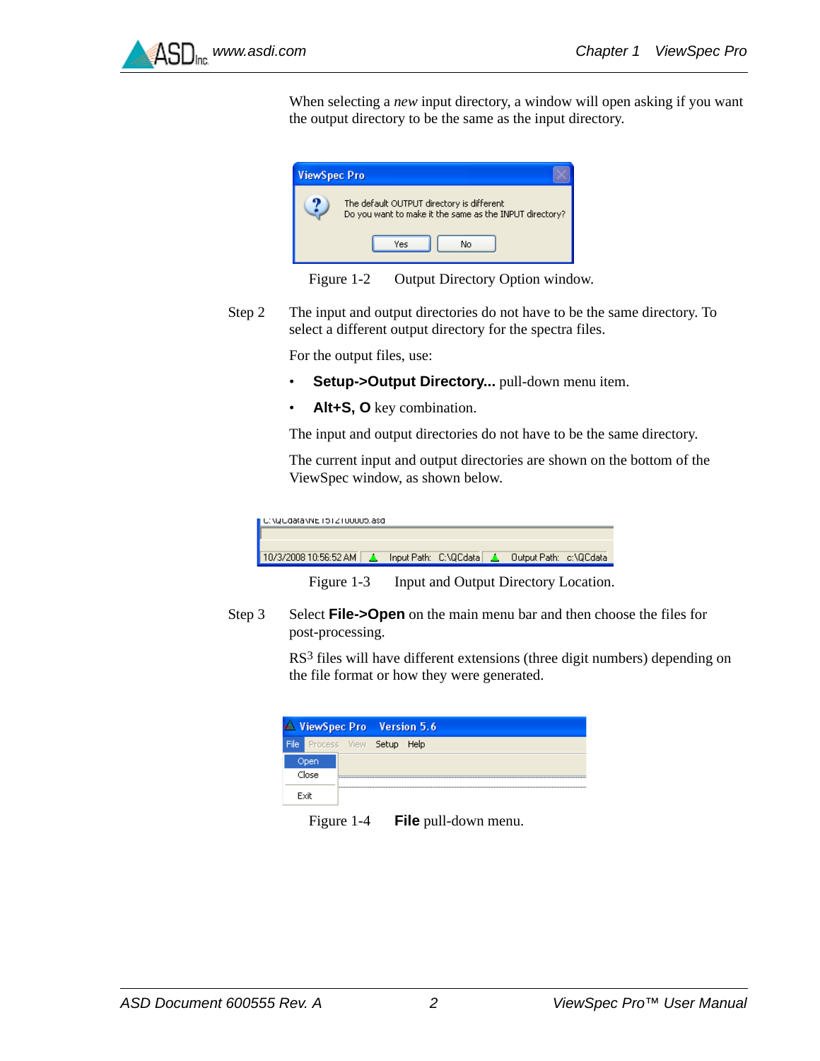When selecting a *new* input directory, a window will open asking if you want the output directory to be the same as the input directory.

Figure 1-2 Output Directory Option window.

Step 2 The input and output directories do not have to be the same directory. To select a different output directory for the spectra files.

For the output files, use:

- **Setup->Output Directory...** pull-down menu item.
- **Alt+S, O** key combination.

The input and output directories do not have to be the same directory.

The current input and output directories are shown on the bottom of the ViewSpec window, as shown below.

Figure 1-3 Input and Output Directory Location.

Step 3 Select **File->Open** on the main menu bar and then choose the files for post-processing.

RS³ files will have different extensions (three digit numbers) depending on the file format or how they were generated.

Figure 1-4 **File** pull-down menu.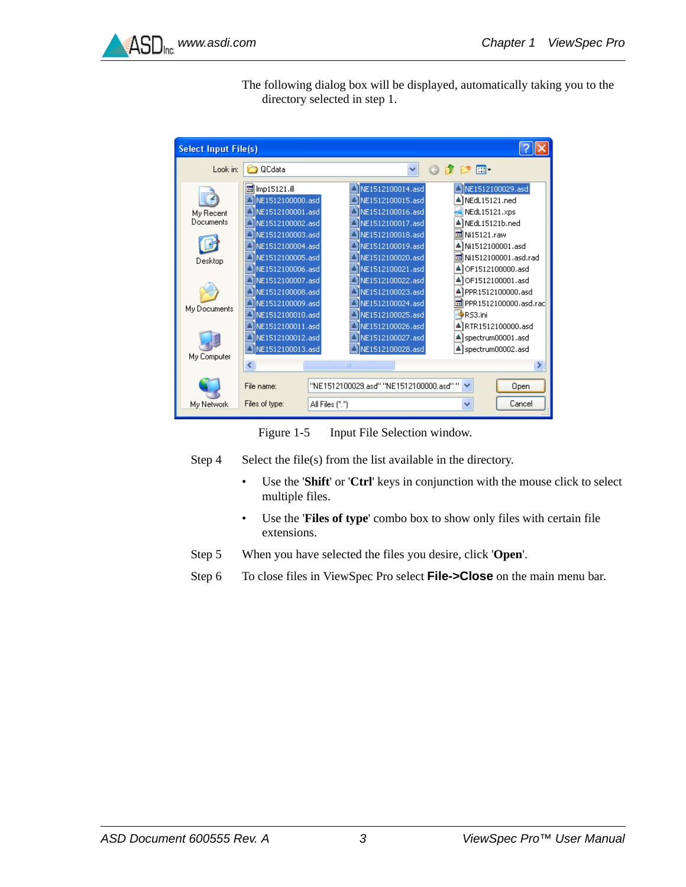The following dialog box will be displayed, automatically taking you to the directory selected in step 1.

Figure 1-5 Input File Selection window.

Step 4 Select the file(s) from the list available in the directory.

- Use the '**Shift**' or '**Ctrl**' keys in conjunction with the mouse click to select multiple files.
- Use the '**Files of type**' combo box to show only files with certain file extensions.

Step 5 When you have selected the files you desire, click '**Open**'.

Step 6 To close files in ViewSpec Pro select **File->Close** on the main menu bar.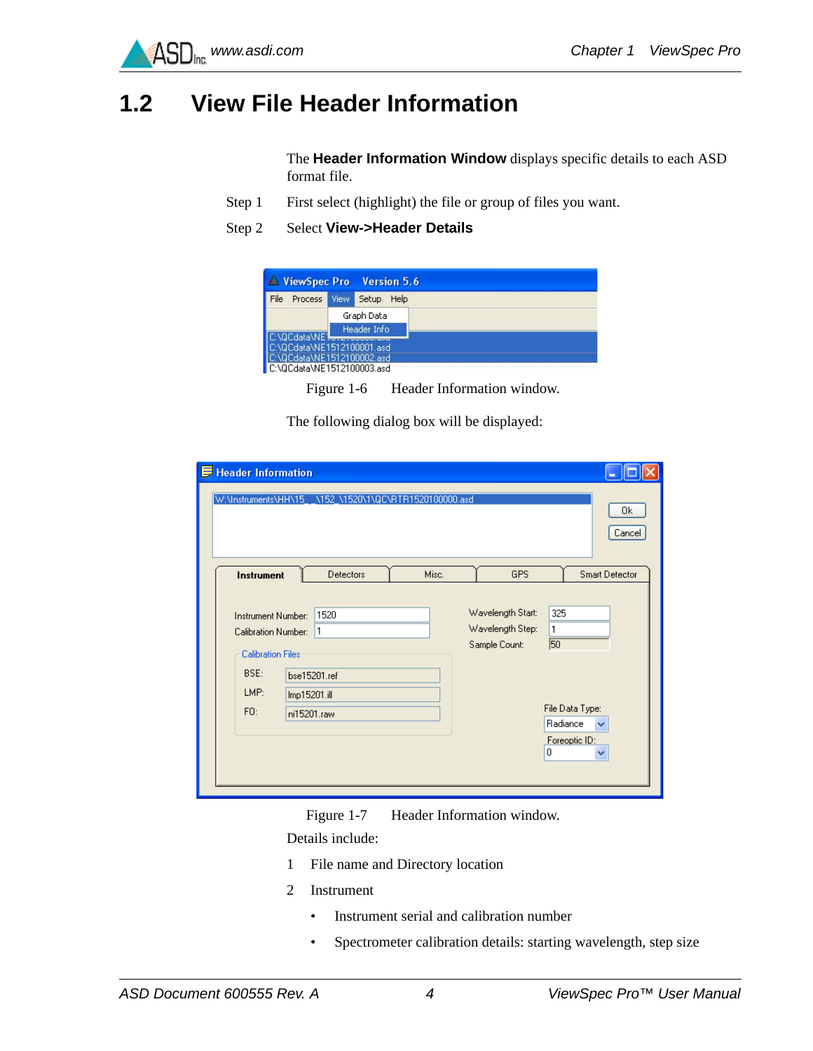## 1.2 View File Header Information

The **Header Information Window** displays specific details to each ASD format file.

Step 1 First select (highlight) the file or group of files you want.

Step 2 Select **View->Header Details**

Figure 1-6 Header Information window.

The following dialog box will be displayed:

Figure 1-7 Header Information window.

Details include:

1 File name and Directory location

2 Instrument

- Instrument serial and calibration number
- Spectrometer calibration details: starting wavelength, step size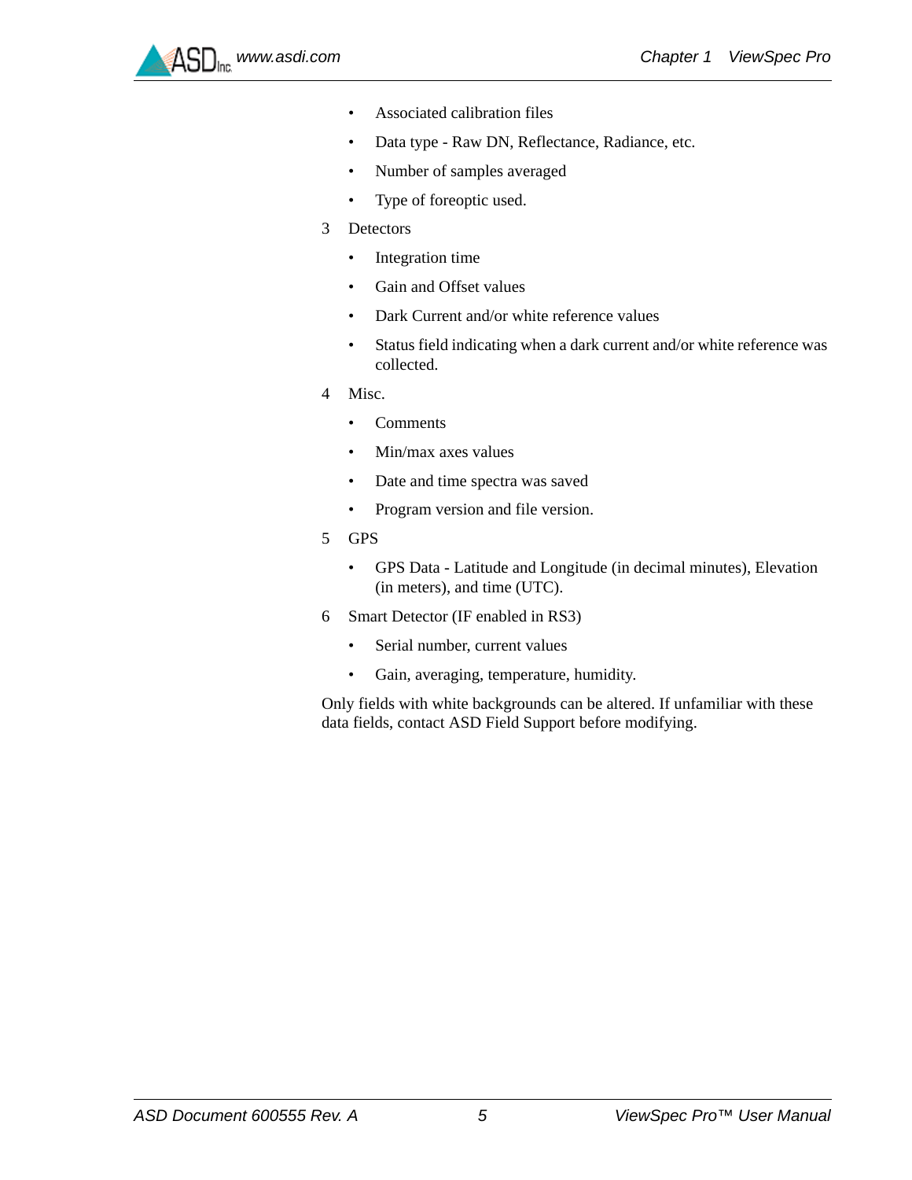- Associated calibration files
- Data type - Raw DN, Reflectance, Radiance, etc.
- Number of samples averaged
- Type of foreoptic used.

3 Detectors

- Integration time
- Gain and Offset values
- Dark Current and/or white reference values
- Status field indicating when a dark current and/or white reference was collected.

4 Misc.

- Comments
- Min/max axes values
- Date and time spectra was saved
- Program version and file version.

5 GPS

- GPS Data - Latitude and Longitude (in decimal minutes), Elevation (in meters), and time (UTC).

6 Smart Detector (IF enabled in RS3)

- Serial number, current values
- Gain, averaging, temperature, humidity.

Only fields with white backgrounds can be altered. If unfamiliar with these data fields, contact ASD Field Support before modifying.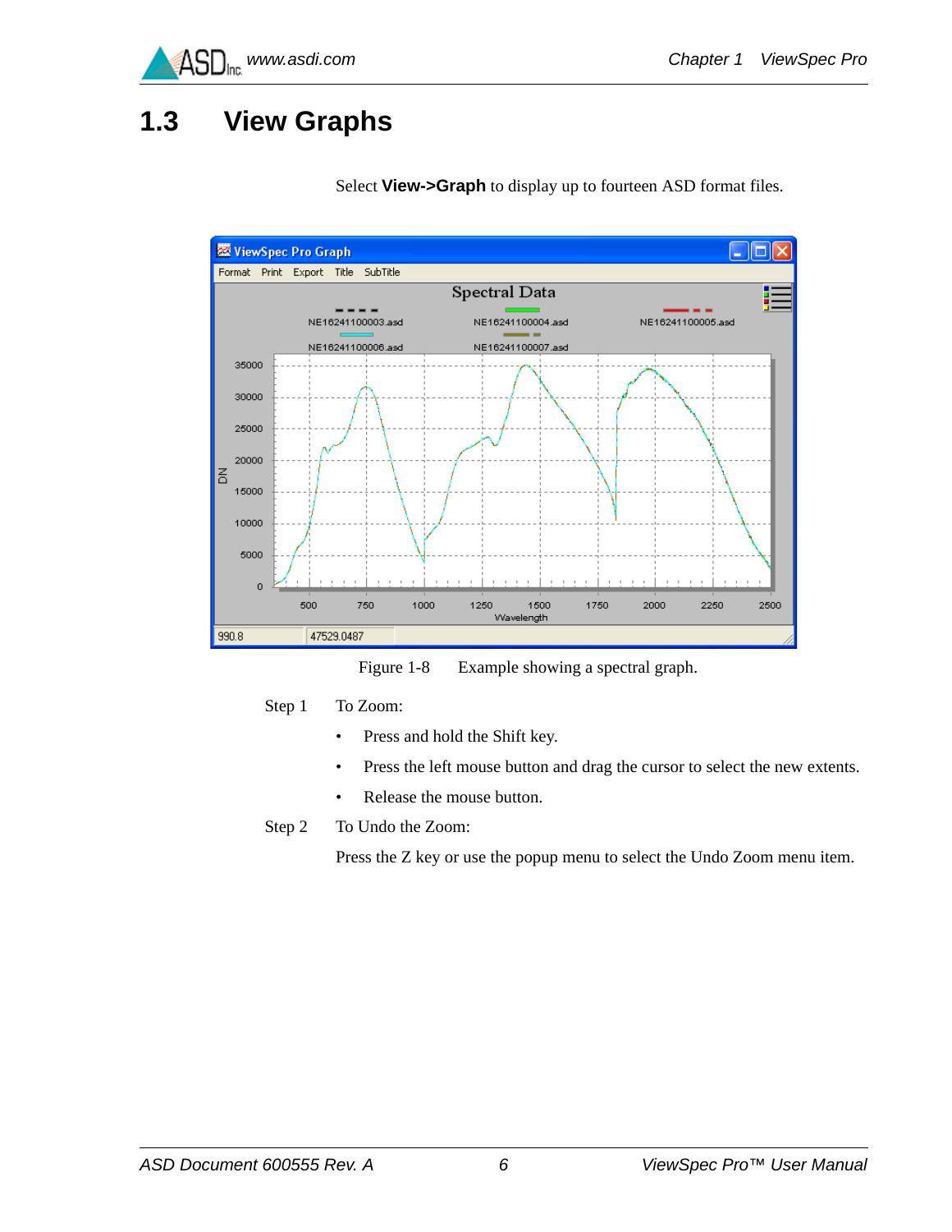## 1.3 View Graphs

Select **View->Graph** to display up to fourteen ASD format files.

Figure 1-8 Example showing a spectral graph.

Step 1 To Zoom:

- Press and hold the Shift key.
- Press the left mouse button and drag the cursor to select the new extents.
- Release the mouse button.

Step 2 To Undo the Zoom:

Press the Z key or use the popup menu to select the Undo Zoom menu item.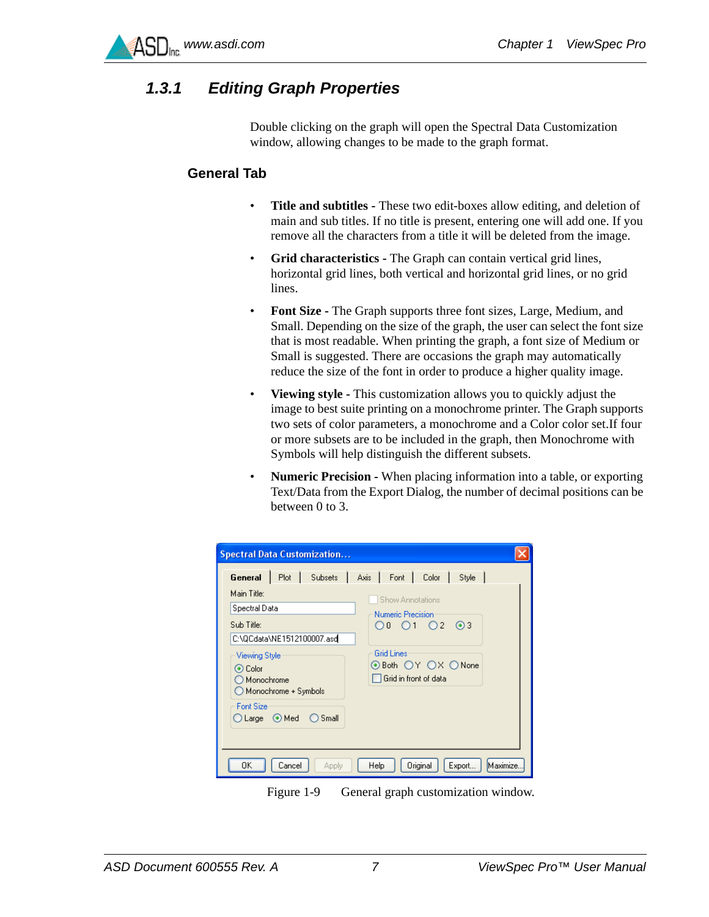## 1.3.1 Editing Graph Properties

Double clicking on the graph will open the Spectral Data Customization window, allowing changes to be made to the graph format.

### General Tab

- **Title and subtitles -** These two edit-boxes allow editing, and deletion of main and sub titles. If no title is present, entering one will add one. If you remove all the characters from a title it will be deleted from the image.
- **Grid characteristics -** The Graph can contain vertical grid lines, horizontal grid lines, both vertical and horizontal grid lines, or no grid lines.
- **Font Size -** The Graph supports three font sizes, Large, Medium, and Small. Depending on the size of the graph, the user can select the font size that is most readable. When printing the graph, a font size of Medium or Small is suggested. There are occasions the graph may automatically reduce the size of the font in order to produce a higher quality image.
- **Viewing style -** This customization allows you to quickly adjust the image to best suite printing on a monochrome printer. The Graph supports two sets of color parameters, a monochrome and a Color color set.If four or more subsets are to be included in the graph, then Monochrome with Symbols will help distinguish the different subsets.
- **Numeric Precision -** When placing information into a table, or exporting Text/Data from the Export Dialog, the number of decimal positions can be between 0 to 3.

Figure 1-9 General graph customization window.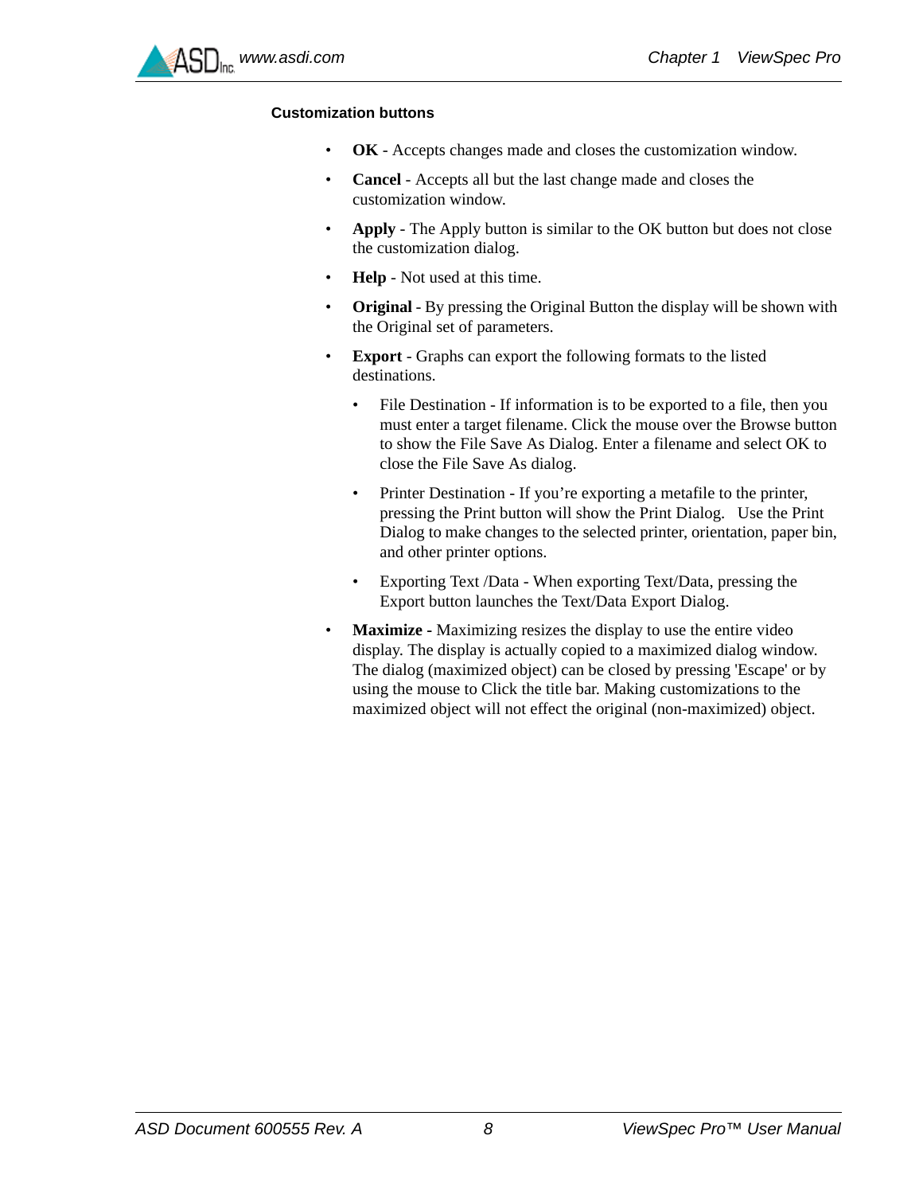#### Customization buttons

- **OK** - Accepts changes made and closes the customization window.
- **Cancel** - Accepts all but the last change made and closes the customization window.
- **Apply** - The Apply button is similar to the OK button but does not close the customization dialog.
- **Help** - Not used at this time.
- **Original** - By pressing the Original Button the display will be shown with the Original set of parameters.
- **Export** - Graphs can export the following formats to the listed destinations.
  - File Destination - If information is to be exported to a file, then you must enter a target filename. Click the mouse over the Browse button to show the File Save As Dialog. Enter a filename and select OK to close the File Save As dialog.
  - Printer Destination - If you're exporting a metafile to the printer, pressing the Print button will show the Print Dialog. Use the Print Dialog to make changes to the selected printer, orientation, paper bin, and other printer options.
  - Exporting Text /Data - When exporting Text/Data, pressing the Export button launches the Text/Data Export Dialog.
- **Maximize** - Maximizing resizes the display to use the entire video display. The display is actually copied to a maximized dialog window. The dialog (maximized object) can be closed by pressing 'Escape' or by using the mouse to Click the title bar. Making customizations to the maximized object will not effect the original (non-maximized) object.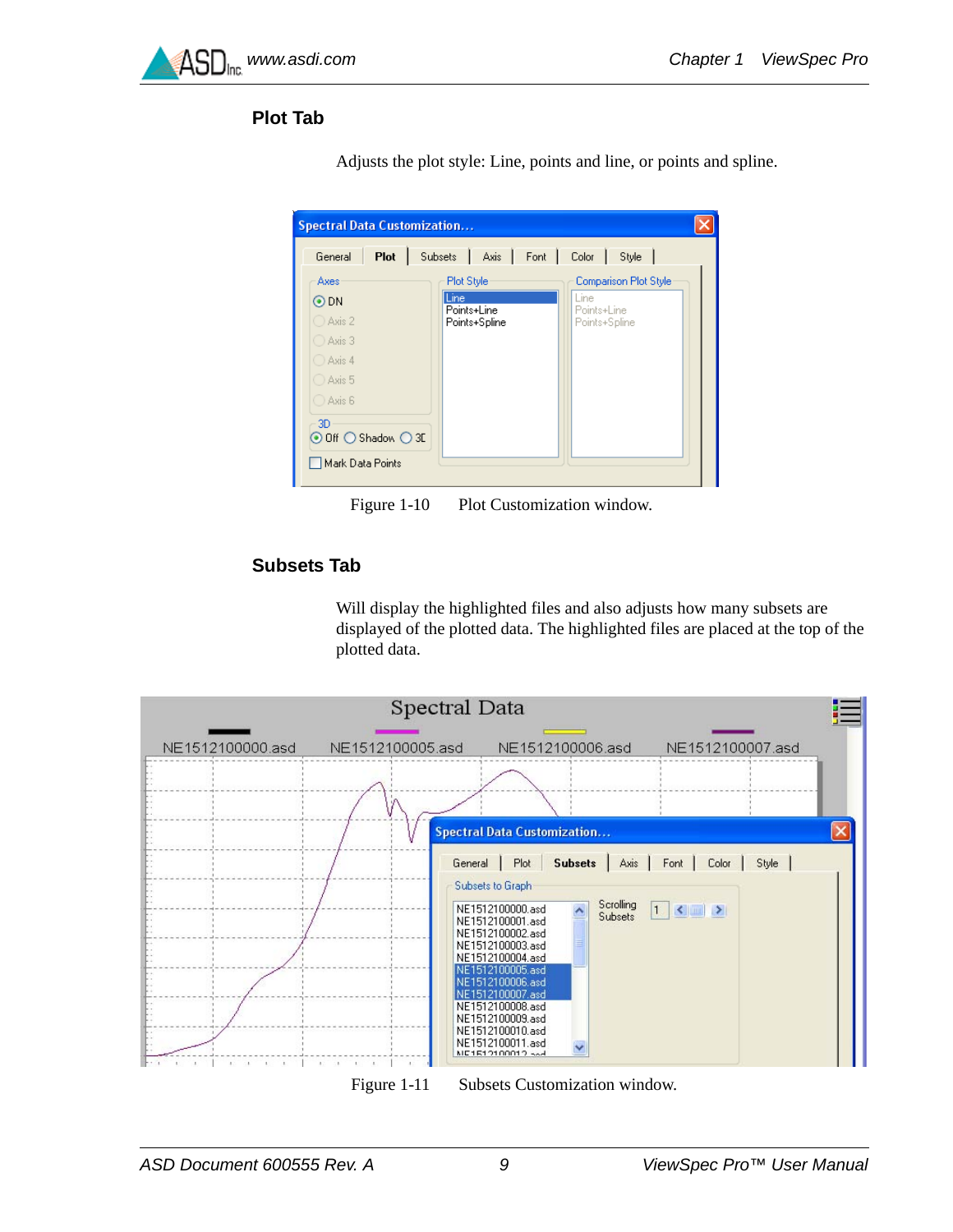## Plot Tab

Adjusts the plot style: Line, points and line, or points and spline.

Figure 1-10 Plot Customization window.

## Subsets Tab

Will display the highlighted files and also adjusts how many subsets are displayed of the plotted data. The highlighted files are placed at the top of the plotted data.

Figure 1-11 Subsets Customization window.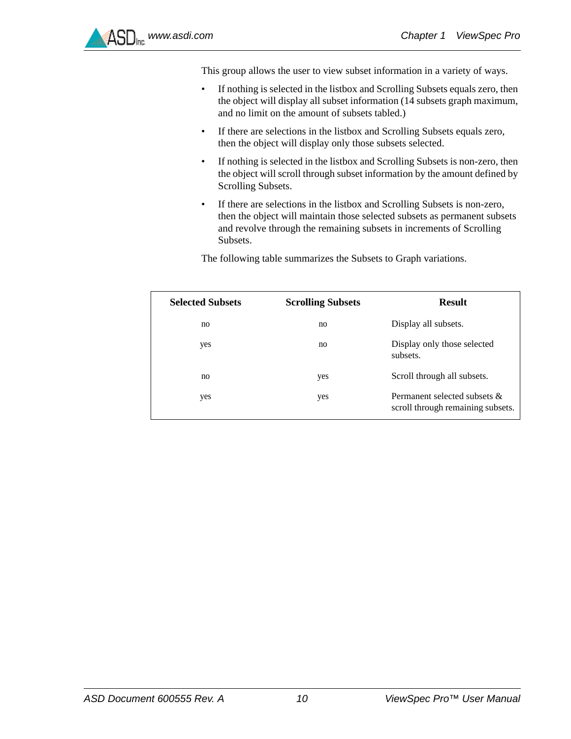This group allows the user to view subset information in a variety of ways.

- If nothing is selected in the listbox and Scrolling Subsets equals zero, then the object will display all subset information (14 subsets graph maximum, and no limit on the amount of subsets tabled.)
- If there are selections in the listbox and Scrolling Subsets equals zero, then the object will display only those subsets selected.
- If nothing is selected in the listbox and Scrolling Subsets is non-zero, then the object will scroll through subset information by the amount defined by Scrolling Subsets.
- If there are selections in the listbox and Scrolling Subsets is non-zero, then the object will maintain those selected subsets as permanent subsets and revolve through the remaining subsets in increments of Scrolling Subsets.

The following table summarizes the Subsets to Graph variations.

| Selected Subsets | Scrolling Subsets | Result |
|---|---|---|
| no | no | Display all subsets. |
| yes | no | Display only those selected subsets. |
| no | yes | Scroll through all subsets. |
| yes | yes | Permanent selected subsets & scroll through remaining subsets. |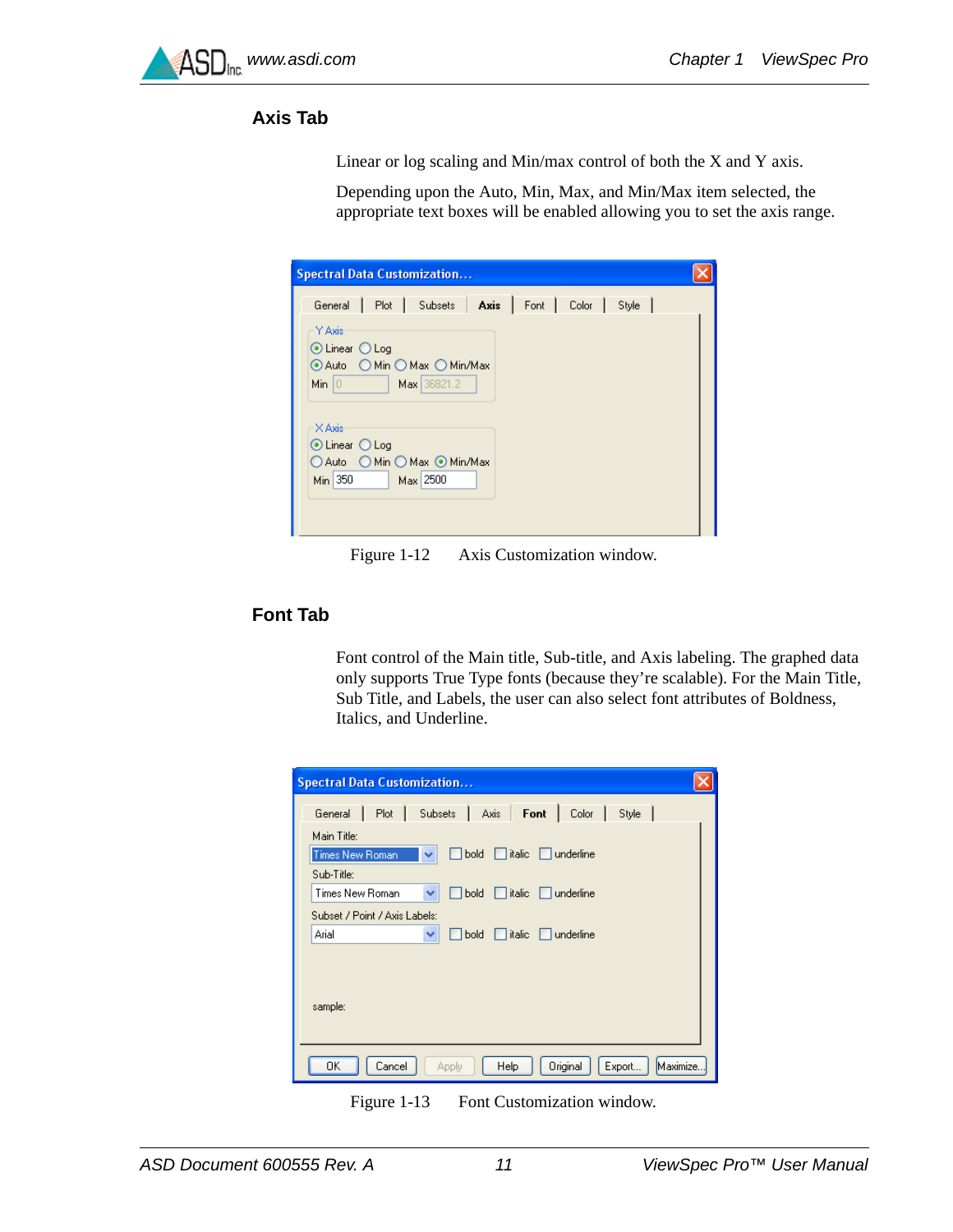### Axis Tab

Linear or log scaling and Min/max control of both the X and Y axis.

Depending upon the Auto, Min, Max, and Min/Max item selected, the appropriate text boxes will be enabled allowing you to set the axis range.

Figure 1-12 Axis Customization window.

### Font Tab

Font control of the Main title, Sub-title, and Axis labeling. The graphed data only supports True Type fonts (because they're scalable). For the Main Title, Sub Title, and Labels, the user can also select font attributes of Boldness, Italics, and Underline.

Figure 1-13 Font Customization window.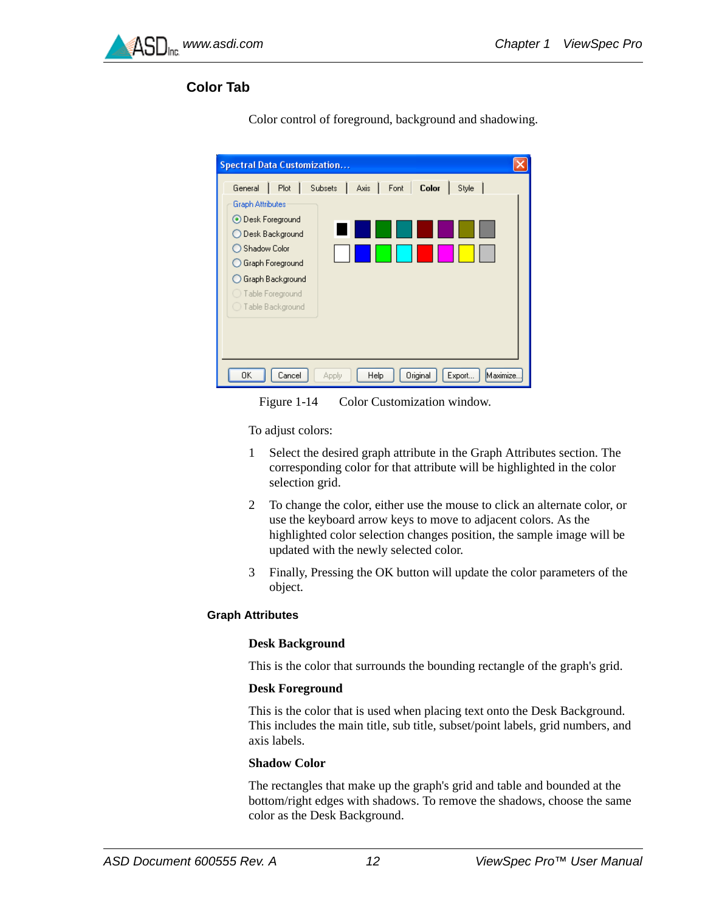## Color Tab

Color control of foreground, background and shadowing.

Figure 1-14 Color Customization window.

To adjust colors:

1. Select the desired graph attribute in the Graph Attributes section. The corresponding color for that attribute will be highlighted in the color selection grid.
2. To change the color, either use the mouse to click an alternate color, or use the keyboard arrow keys to move to adjacent colors. As the highlighted color selection changes position, the sample image will be updated with the newly selected color.
3. Finally, Pressing the OK button will update the color parameters of the object.

### Graph Attributes

**Desk Background**

This is the color that surrounds the bounding rectangle of the graph's grid.

**Desk Foreground**

This is the color that is used when placing text onto the Desk Background. This includes the main title, sub title, subset/point labels, grid numbers, and axis labels.

**Shadow Color**

The rectangles that make up the graph's grid and table and bounded at the bottom/right edges with shadows. To remove the shadows, choose the same color as the Desk Background.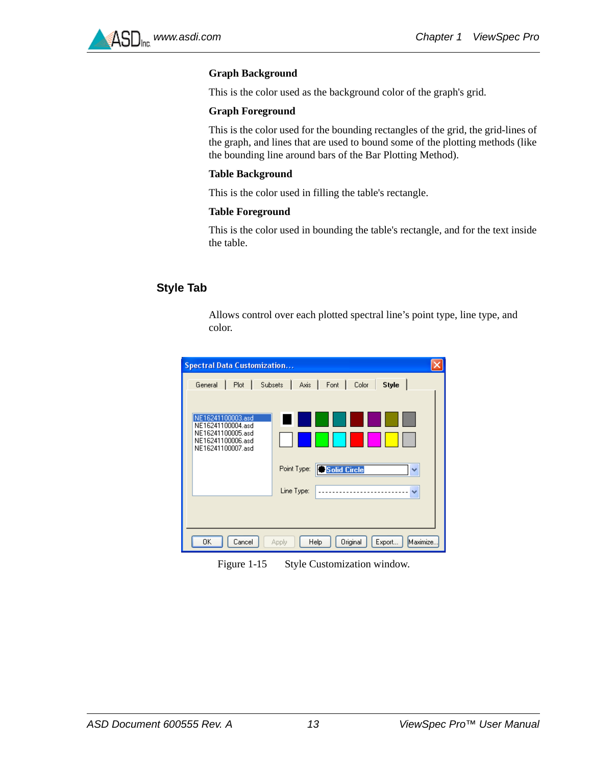#### Graph Background

This is the color used as the background color of the graph's grid.

#### Graph Foreground

This is the color used for the bounding rectangles of the grid, the grid-lines of the graph, and lines that are used to bound some of the plotting methods (like the bounding line around bars of the Bar Plotting Method).

#### Table Background

This is the color used in filling the table's rectangle.

#### Table Foreground

This is the color used in bounding the table's rectangle, and for the text inside the table.

### Style Tab

Allows control over each plotted spectral line's point type, line type, and color.

Figure 1-15 Style Customization window.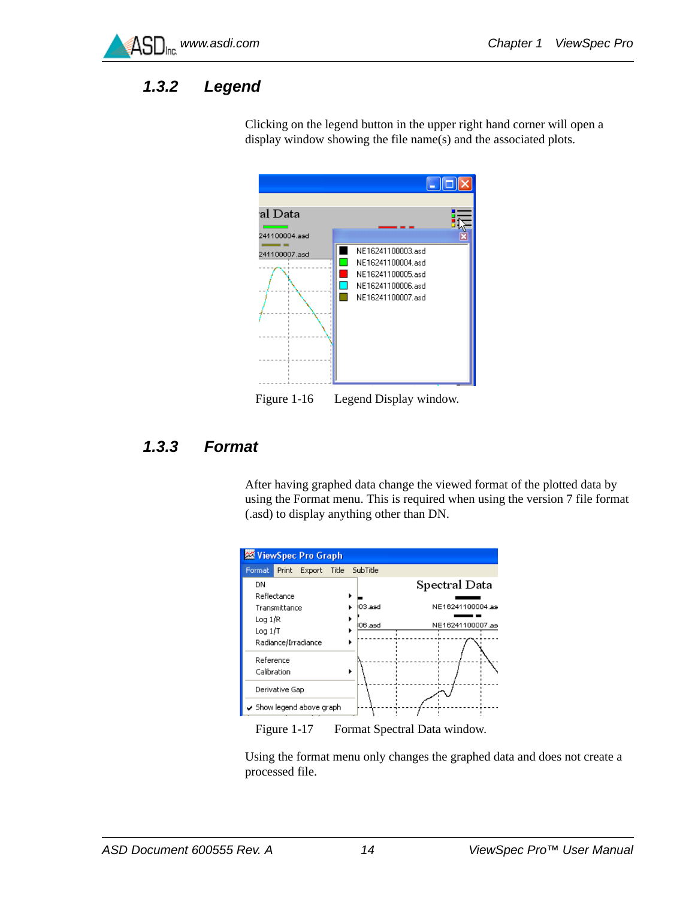### 1.3.2 Legend

Clicking on the legend button in the upper right hand corner will open a display window showing the file name(s) and the associated plots.

Figure 1-16 Legend Display window.

### 1.3.3 Format

After having graphed data change the viewed format of the plotted data by using the Format menu. This is required when using the version 7 file format (.asd) to display anything other than DN.

Figure 1-17 Format Spectral Data window.

Using the format menu only changes the graphed data and does not create a processed file.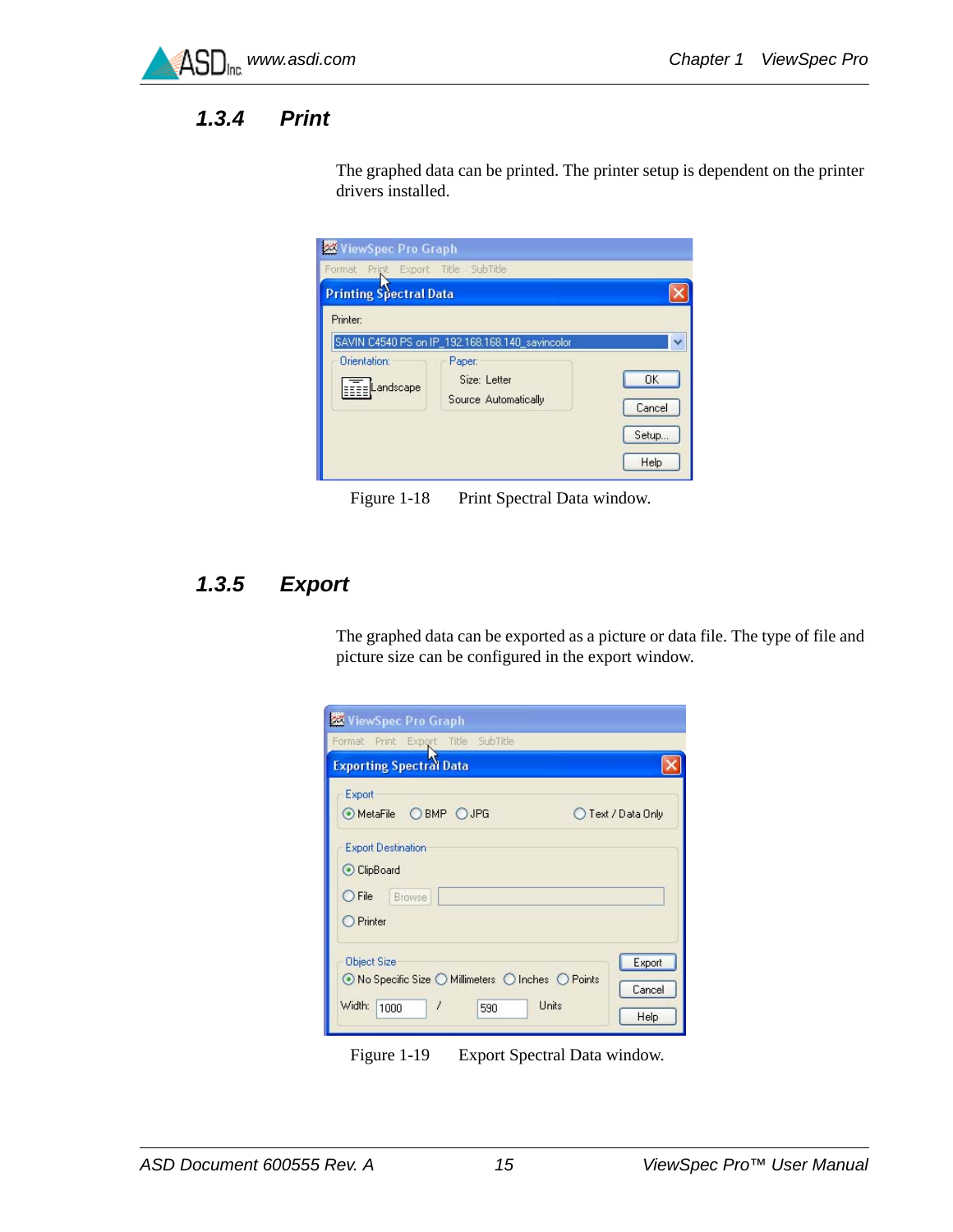### 1.3.4 Print

The graphed data can be printed. The printer setup is dependent on the printer drivers installed.

Figure 1-18 Print Spectral Data window.

### 1.3.5 Export

The graphed data can be exported as a picture or data file. The type of file and picture size can be configured in the export window.

Figure 1-19 Export Spectral Data window.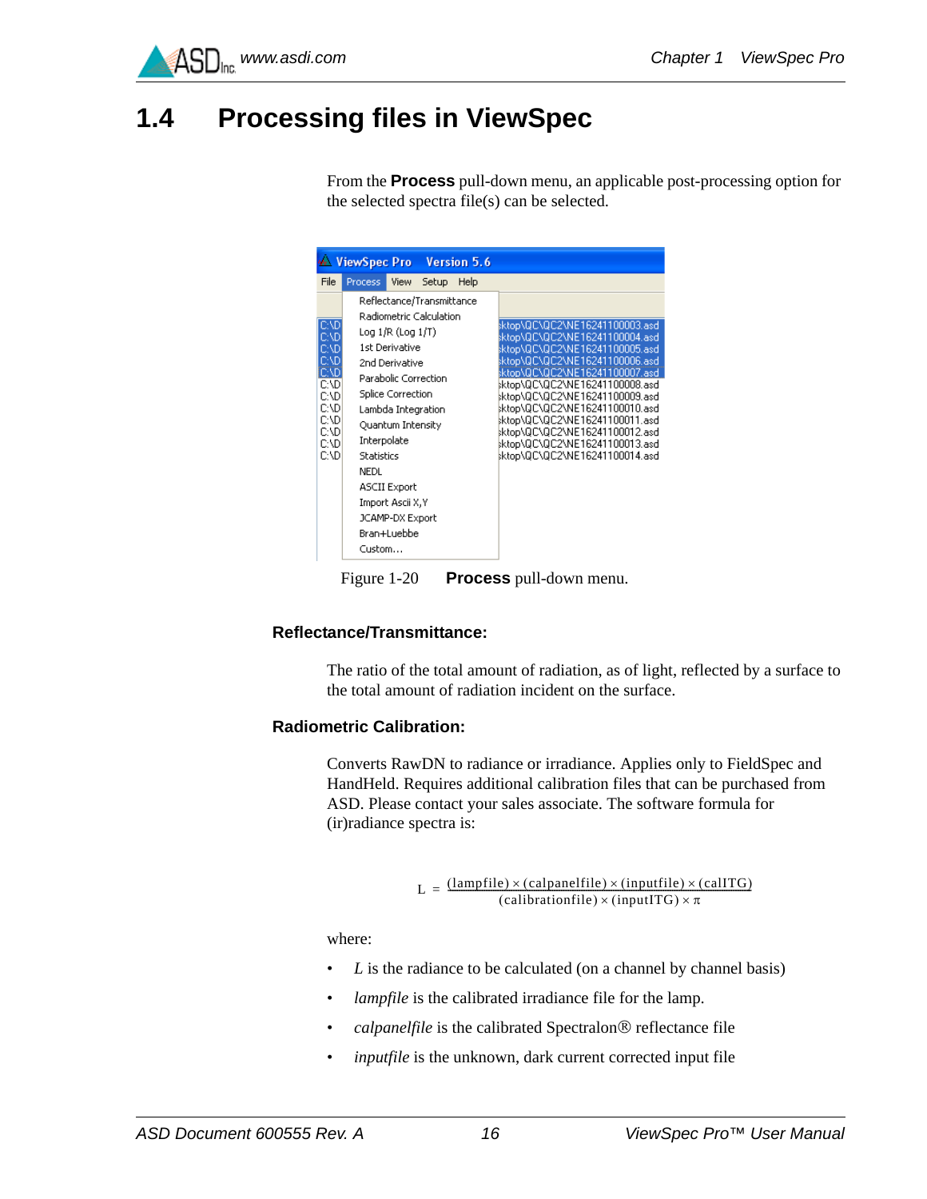## 1.4 Processing files in ViewSpec

From the **Process** pull-down menu, an applicable post-processing option for the selected spectra file(s) can be selected.

Figure 1-20 **Process** pull-down menu.

### Reflectance/Transmittance:

The ratio of the total amount of radiation, as of light, reflected by a surface to the total amount of radiation incident on the surface.

### Radiometric Calibration:

Converts RawDN to radiance or irradiance. Applies only to FieldSpec and HandHeld. Requires additional calibration files that can be purchased from ASD. Please contact your sales associate. The software formula for (ir)radiance spectra is:

$$L = \frac{(\text{lampfile}) \times (\text{calpanelfile}) \times (\text{inputfile}) \times (\text{calITG})}{(\text{calibrationfile}) \times (\text{inputITG}) \times \pi}$$

where:

- *L* is the radiance to be calculated (on a channel by channel basis)
- *lampfile* is the calibrated irradiance file for the lamp.
- *calpanelfile* is the calibrated Spectralon® reflectance file
- *inputfile* is the unknown, dark current corrected input file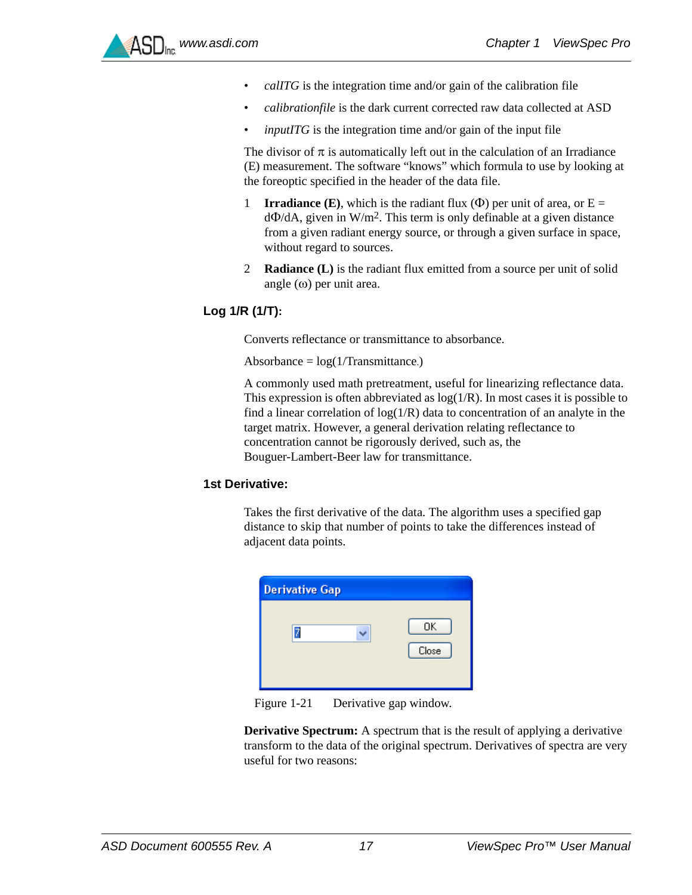- *calITG* is the integration time and/or gain of the calibration file
- *calibrationfile* is the dark current corrected raw data collected at ASD
- *inputITG* is the integration time and/or gain of the input file

The divisor of $\pi$ is automatically left out in the calculation of an Irradiance (E) measurement. The software "knows" which formula to use by looking at the foreoptic specified in the header of the data file.

1. **Irradiance (E)**, which is the radiant flux ($\Phi$) per unit of area, or $E = d\Phi/dA$, given in $W/m^2$. This term is only definable at a given distance from a given radiant energy source, or through a given surface in space, without regard to sources.
2. **Radiance (L)** is the radiant flux emitted from a source per unit of solid angle ($\omega$) per unit area.

### Log 1/R (1/T):

Converts reflectance or transmittance to absorbance.

Absorbance = log(1/Transmittance.)

A commonly used math pretreatment, useful for linearizing reflectance data. This expression is often abbreviated as log(1/R). In most cases it is possible to find a linear correlation of log(1/R) data to concentration of an analyte in the target matrix. However, a general derivation relating reflectance to concentration cannot be rigorously derived, such as, the Bouguer-Lambert-Beer law for transmittance.

### 1st Derivative:

Takes the first derivative of the data. The algorithm uses a specified gap distance to skip that number of points to take the differences instead of adjacent data points.

Derivative Gap

7

OK

Close

Figure 1-21 Derivative gap window.

**Derivative Spectrum:** A spectrum that is the result of applying a derivative transform to the data of the original spectrum. Derivatives of spectra are very useful for two reasons: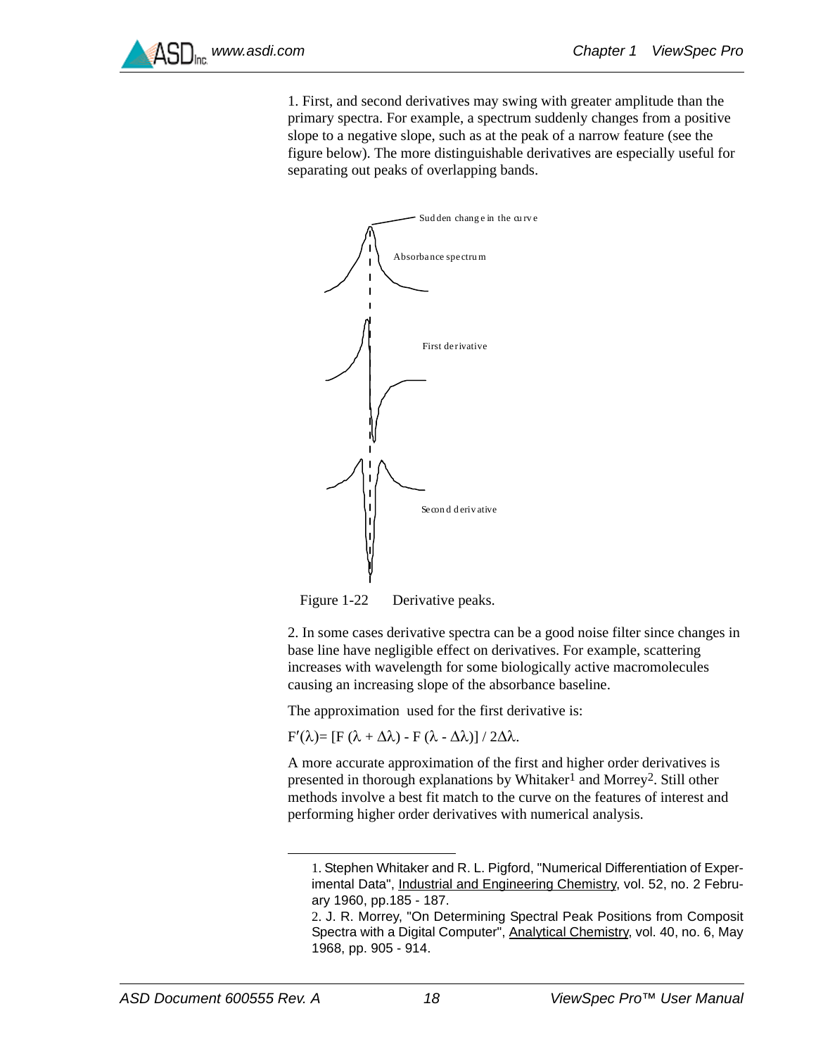1. First, and second derivatives may swing with greater amplitude than the primary spectra. For example, a spectrum suddenly changes from a positive slope to a negative slope, such as at the peak of a narrow feature (see the figure below). The more distinguishable derivatives are especially useful for separating out peaks of overlapping bands.

Figure 1-22 Derivative peaks.

2. In some cases derivative spectra can be a good noise filter since changes in base line have negligible effect on derivatives. For example, scattering increases with wavelength for some biologically active macromolecules causing an increasing slope of the absorbance baseline.

The approximation used for the first derivative is:

$F'(\lambda) = [F(\lambda + \Delta\lambda) - F(\lambda - \Delta\lambda)] / 2\Delta\lambda.$

A more accurate approximation of the first and higher order derivatives is presented in thorough explanations by Whitaker[1] and Morrey[2]. Still other methods involve a best fit match to the curve on the features of interest and performing higher order derivatives with numerical analysis.

---

1. Stephen Whitaker and R. L. Pigford, "Numerical Differentiation of Experimental Data", Industrial and Engineering Chemistry, vol. 52, no. 2 February 1960, pp.185 - 187.

2. J. R. Morrey, "On Determining Spectral Peak Positions from Composit Spectra with a Digital Computer", Analytical Chemistry, vol. 40, no. 6, May 1968, pp. 905 - 914.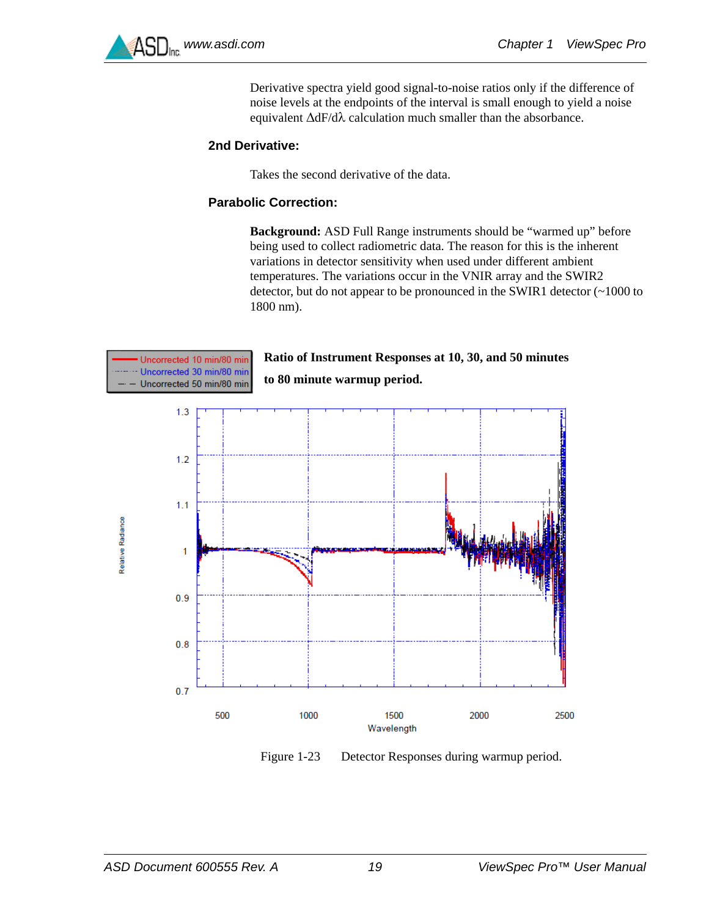Derivative spectra yield good signal-to-noise ratios only if the difference of noise levels at the endpoints of the interval is small enough to yield a noise equivalent $\Delta dF/d\lambda$ calculation much smaller than the absorbance.

### 2nd Derivative:

Takes the second derivative of the data.

### Parabolic Correction:

**Background:** ASD Full Range instruments should be “warmed up” before being used to collect radiometric data. The reason for this is the inherent variations in detector sensitivity when used under different ambient temperatures. The variations occur in the VNIR array and the SWIR2 detector, but do not appear to be pronounced in the SWIR1 detector (~1000 to 1800 nm).

**Ratio of Instrument Responses at 10, 30, and 50 minutes to 80 minute warmup period.**

Figure 1-23 Detector Responses during warmup period.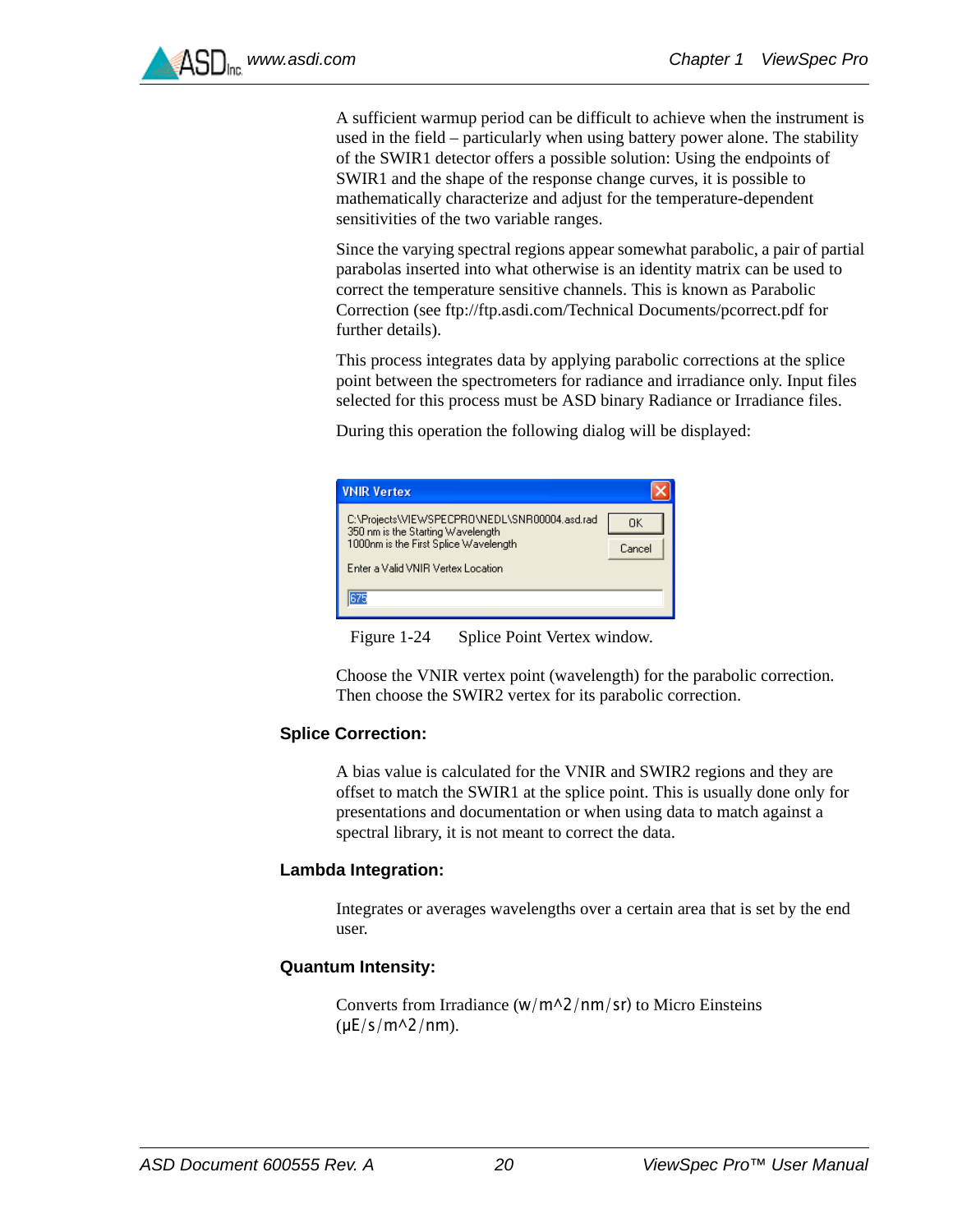A sufficient warmup period can be difficult to achieve when the instrument is used in the field – particularly when using battery power alone. The stability of the SWIR1 detector offers a possible solution: Using the endpoints of SWIR1 and the shape of the response change curves, it is possible to mathematically characterize and adjust for the temperature-dependent sensitivities of the two variable ranges.

Since the varying spectral regions appear somewhat parabolic, a pair of partial parabolas inserted into what otherwise is an identity matrix can be used to correct the temperature sensitive channels. This is known as Parabolic Correction (see ftp://ftp.asdi.com/Technical Documents/pcorrect.pdf for further details).

This process integrates data by applying parabolic corrections at the splice point between the spectrometers for radiance and irradiance only. Input files selected for this process must be ASD binary Radiance or Irradiance files.

During this operation the following dialog will be displayed:

Figure 1-24 Splice Point Vertex window.

Choose the VNIR vertex point (wavelength) for the parabolic correction. Then choose the SWIR2 vertex for its parabolic correction.

### Splice Correction:

A bias value is calculated for the VNIR and SWIR2 regions and they are offset to match the SWIR1 at the splice point. This is usually done only for presentations and documentation or when using data to match against a spectral library, it is not meant to correct the data.

### Lambda Integration:

Integrates or averages wavelengths over a certain area that is set by the end user.

### Quantum Intensity:

Converts from Irradiance (w/m^2/nm/sr) to Micro Einsteins (μE/s/m^2/nm).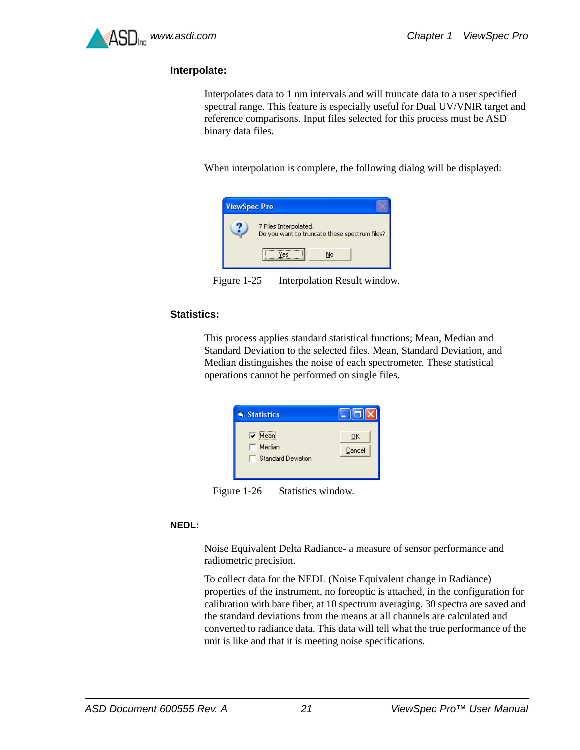### Interpolate:

Interpolates data to 1 nm intervals and will truncate data to a user specified spectral range. This feature is especially useful for Dual UV/VNIR target and reference comparisons. Input files selected for this process must be ASD binary data files.

When interpolation is complete, the following dialog will be displayed:

Figure 1-25 Interpolation Result window.

### Statistics:

This process applies standard statistical functions; Mean, Median and Standard Deviation to the selected files. Mean, Standard Deviation, and Median distinguishes the noise of each spectrometer. These statistical operations cannot be performed on single files.

Figure 1-26 Statistics window.

### NEDL:

Noise Equivalent Delta Radiance- a measure of sensor performance and radiometric precision.

To collect data for the NEDL (Noise Equivalent change in Radiance) properties of the instrument, no foreoptic is attached, in the configuration for calibration with bare fiber, at 10 spectrum averaging. 30 spectra are saved and the standard deviations from the means at all channels are calculated and converted to radiance data. This data will tell what the true performance of the unit is like and that it is meeting noise specifications.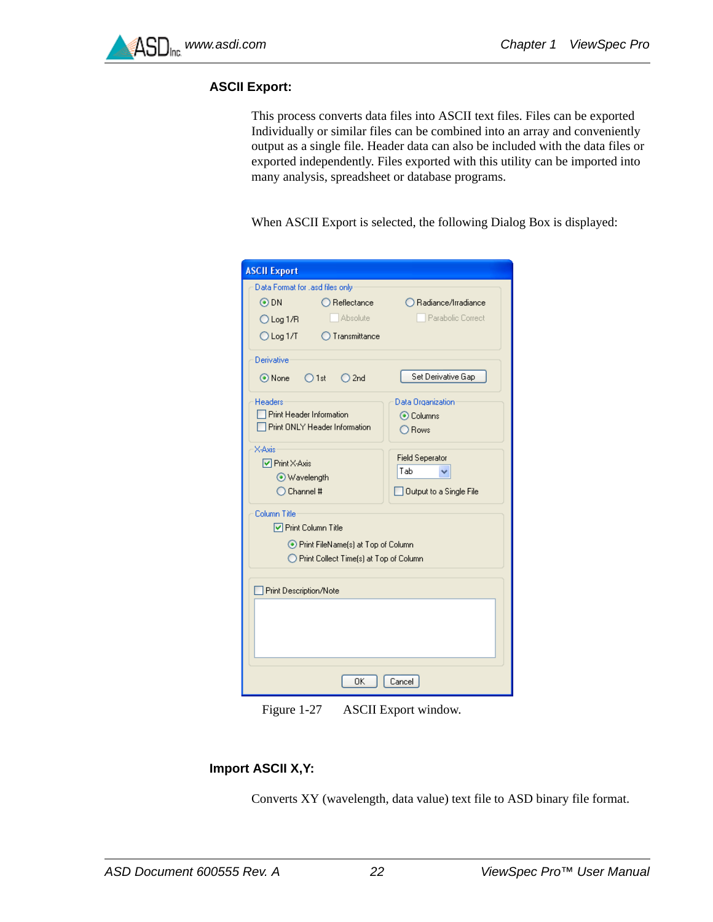### ASCII Export:

This process converts data files into ASCII text files. Files can be exported Individually or similar files can be combined into an array and conveniently output as a single file. Header data can also be included with the data files or exported independently. Files exported with this utility can be imported into many analysis, spreadsheet or database programs.

When ASCII Export is selected, the following Dialog Box is displayed:

Figure 1-27 ASCII Export window.

### Import ASCII X,Y:

Converts XY (wavelength, data value) text file to ASD binary file format.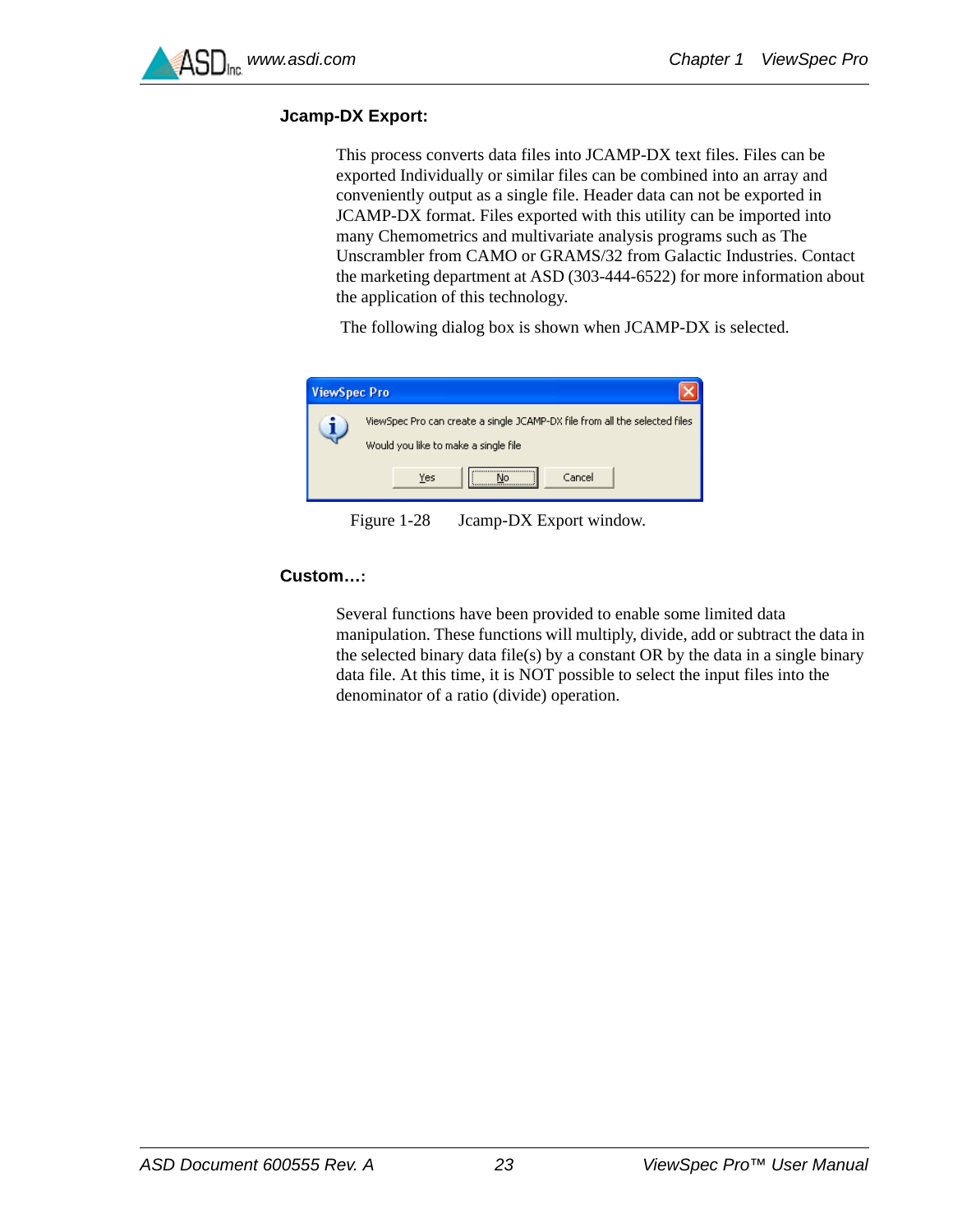### Jcamp-DX Export:

This process converts data files into JCAMP-DX text files. Files can be exported Individually or similar files can be combined into an array and conveniently output as a single file. Header data can not be exported in JCAMP-DX format. Files exported with this utility can be imported into many Chemometrics and multivariate analysis programs such as The Unscrambler from CAMO or GRAMS/32 from Galactic Industries. Contact the marketing department at ASD (303-444-6522) for more information about the application of this technology.

The following dialog box is shown when JCAMP-DX is selected.

Figure 1-28 Jcamp-DX Export window.

### Custom…:

Several functions have been provided to enable some limited data manipulation. These functions will multiply, divide, add or subtract the data in the selected binary data file(s) by a constant OR by the data in a single binary data file. At this time, it is NOT possible to select the input files into the denominator of a ratio (divide) operation.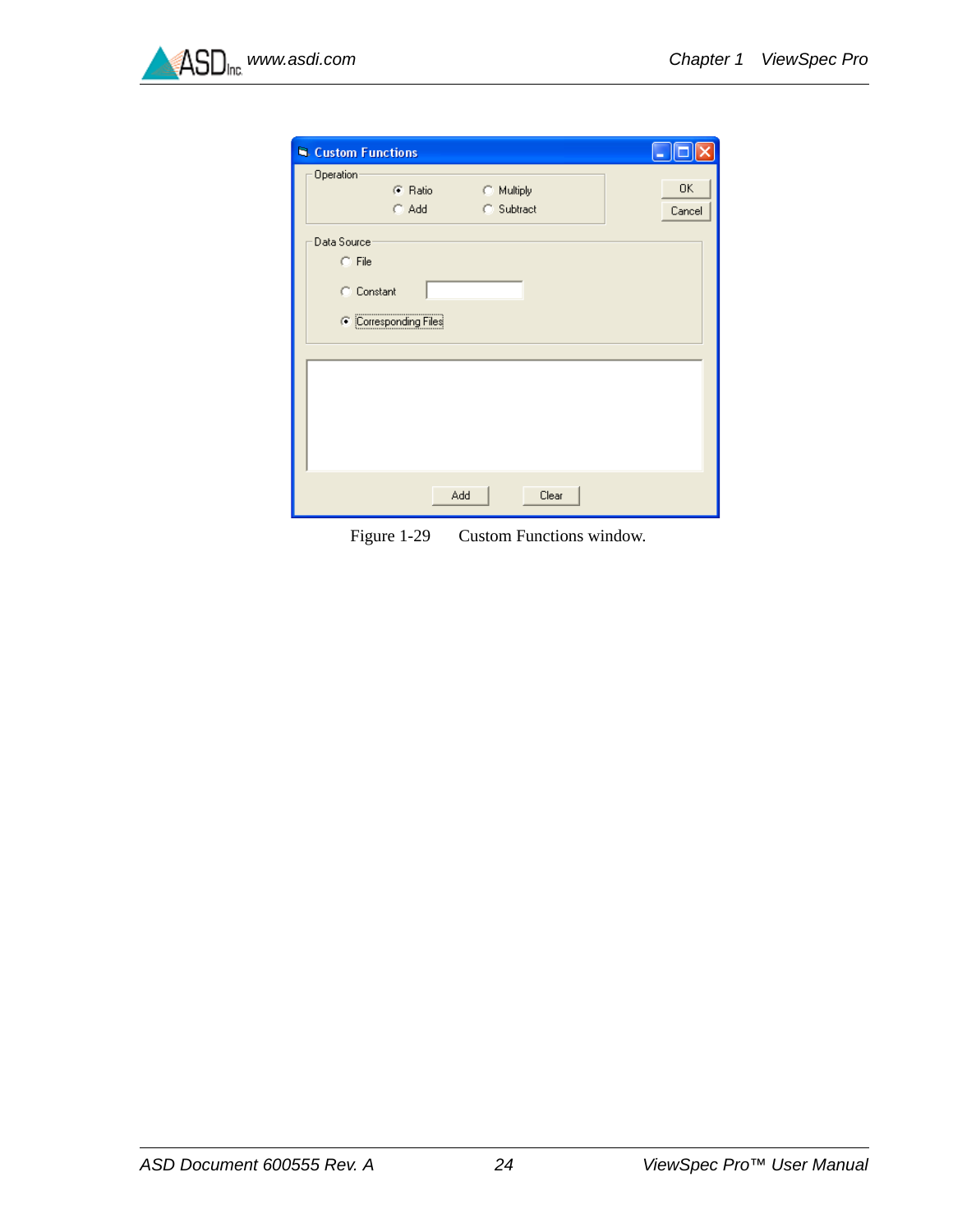Figure 1-29 Custom Functions window.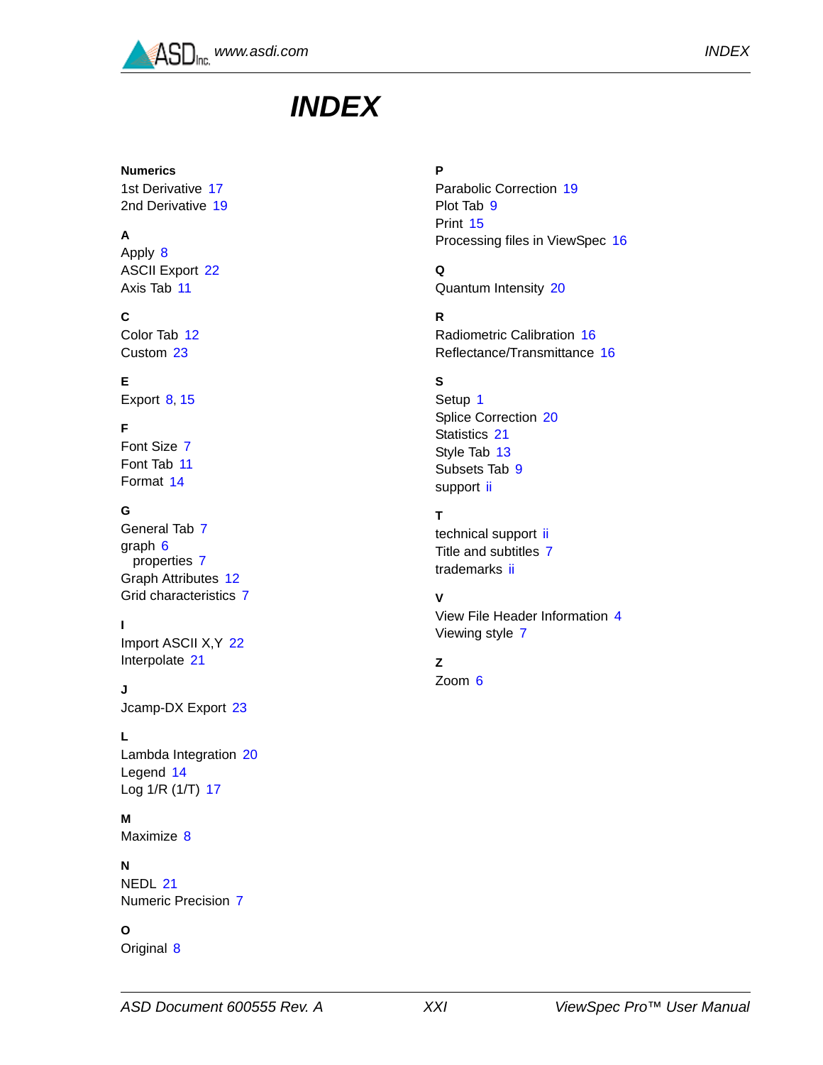# INDEX

**Numerics**
1st Derivative 17
2nd Derivative 19

**A**
Apply 8
ASCII Export 22
Axis Tab 11

**C**
Color Tab 12
Custom 23

**E**
Export 8, 15

**F**
Font Size 7
Font Tab 11
Format 14

**G**
General Tab 7
graph 6
  properties 7
Graph Attributes 12
Grid characteristics 7

**I**
Import ASCII X,Y 22
Interpolate 21

**J**
Jcamp-DX Export 23

**L**
Lambda Integration 20
Legend 14
Log 1/R (1/T) 17

**M**
Maximize 8

**N**
NEDL 21
Numeric Precision 7

**O**
Original 8

**P**
Parabolic Correction 19
Plot Tab 9
Print 15
Processing files in ViewSpec 16

**Q**
Quantum Intensity 20

**R**
Radiometric Calibration 16
Reflectance/Transmittance 16

**S**
Setup 1
Splice Correction 20
Statistics 21
Style Tab 13
Subsets Tab 9
support ii

**T**
technical support ii
Title and subtitles 7
trademarks ii

**V**
View File Header Information 4
Viewing style 7

**Z**
Zoom 6